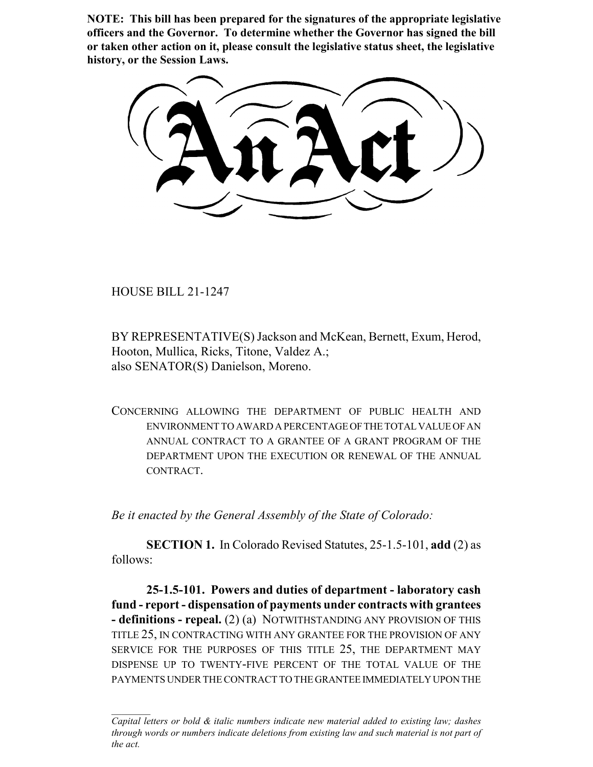**NOTE: This bill has been prepared for the signatures of the appropriate legislative officers and the Governor. To determine whether the Governor has signed the bill or taken other action on it, please consult the legislative status sheet, the legislative history, or the Session Laws.**

# An Act

HOUSE BILL 21-1247

BY REPRESENTATIVE(S) Jackson and McKean, Bernett, Exum, Herod, Hooton, Mullica, Ricks, Titone, Valdez A.;
also SENATOR(S) Danielson, Moreno.

CONCERNING ALLOWING THE DEPARTMENT OF PUBLIC HEALTH AND ENVIRONMENT TO AWARD A PERCENTAGE OF THE TOTAL VALUE OF AN ANNUAL CONTRACT TO A GRANTEE OF A GRANT PROGRAM OF THE DEPARTMENT UPON THE EXECUTION OR RENEWAL OF THE ANNUAL CONTRACT.

*Be it enacted by the General Assembly of the State of Colorado:*

**SECTION 1.** In Colorado Revised Statutes, 25-1.5-101, **add** (2) as follows:

**25-1.5-101. Powers and duties of department - laboratory cash fund - report - dispensation of payments under contracts with grantees - definitions - repeal.** (2) (a) NOTWITHSTANDING ANY PROVISION OF THIS TITLE 25, IN CONTRACTING WITH ANY GRANTEE FOR THE PROVISION OF ANY SERVICE FOR THE PURPOSES OF THIS TITLE 25, THE DEPARTMENT MAY DISPENSE UP TO TWENTY-FIVE PERCENT OF THE TOTAL VALUE OF THE PAYMENTS UNDER THE CONTRACT TO THE GRANTEE IMMEDIATELY UPON THE

*Capital letters or bold & italic numbers indicate new material added to existing law; dashes through words or numbers indicate deletions from existing law and such material is not part of the act.*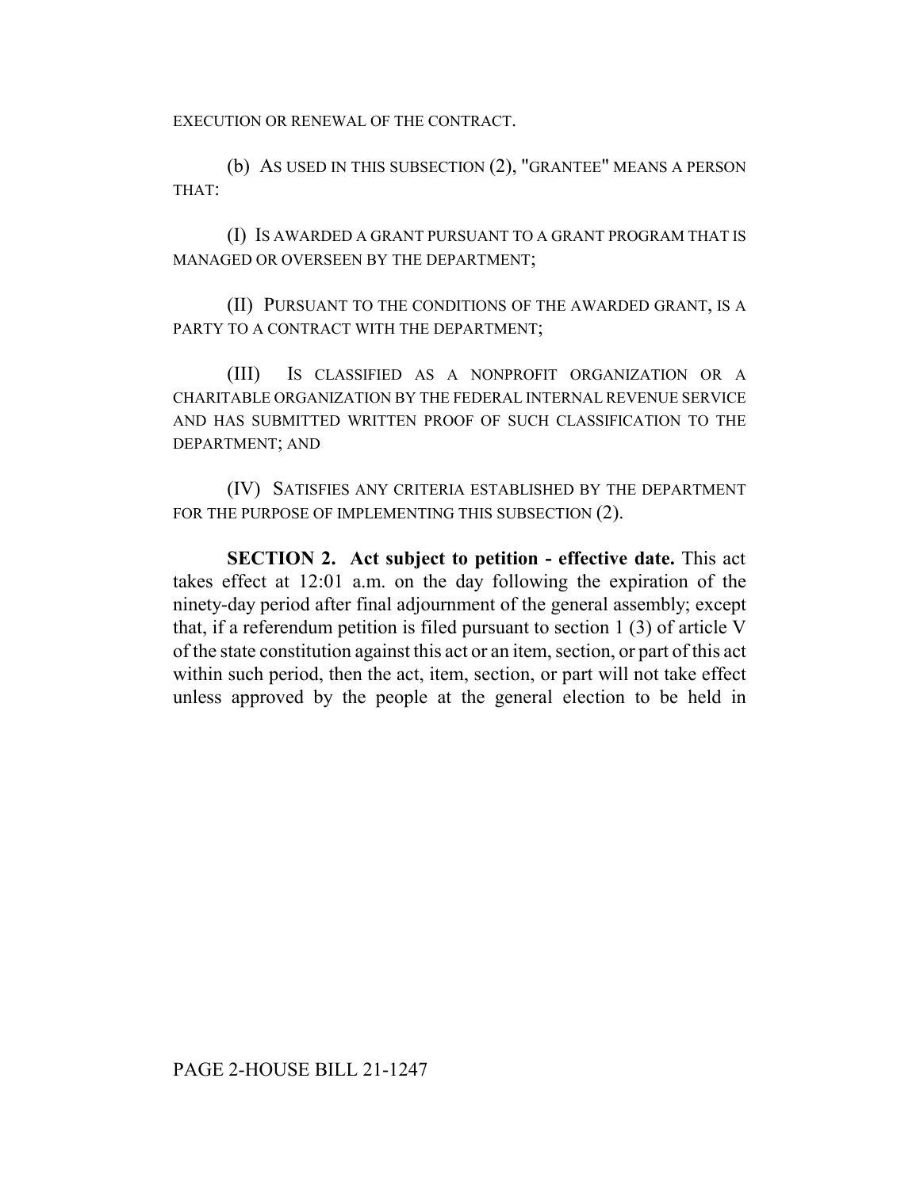EXECUTION OR RENEWAL OF THE CONTRACT.

(b) AS USED IN THIS SUBSECTION (2), "GRANTEE" MEANS A PERSON THAT:

(I) IS AWARDED A GRANT PURSUANT TO A GRANT PROGRAM THAT IS MANAGED OR OVERSEEN BY THE DEPARTMENT;

(II) PURSUANT TO THE CONDITIONS OF THE AWARDED GRANT, IS A PARTY TO A CONTRACT WITH THE DEPARTMENT;

(III) IS CLASSIFIED AS A NONPROFIT ORGANIZATION OR A CHARITABLE ORGANIZATION BY THE FEDERAL INTERNAL REVENUE SERVICE AND HAS SUBMITTED WRITTEN PROOF OF SUCH CLASSIFICATION TO THE DEPARTMENT; AND

(IV) SATISFIES ANY CRITERIA ESTABLISHED BY THE DEPARTMENT FOR THE PURPOSE OF IMPLEMENTING THIS SUBSECTION (2).

**SECTION 2. Act subject to petition - effective date.** This act takes effect at 12:01 a.m. on the day following the expiration of the ninety-day period after final adjournment of the general assembly; except that, if a referendum petition is filed pursuant to section 1 (3) of article V of the state constitution against this act or an item, section, or part of this act within such period, then the act, item, section, or part will not take effect unless approved by the people at the general election to be held in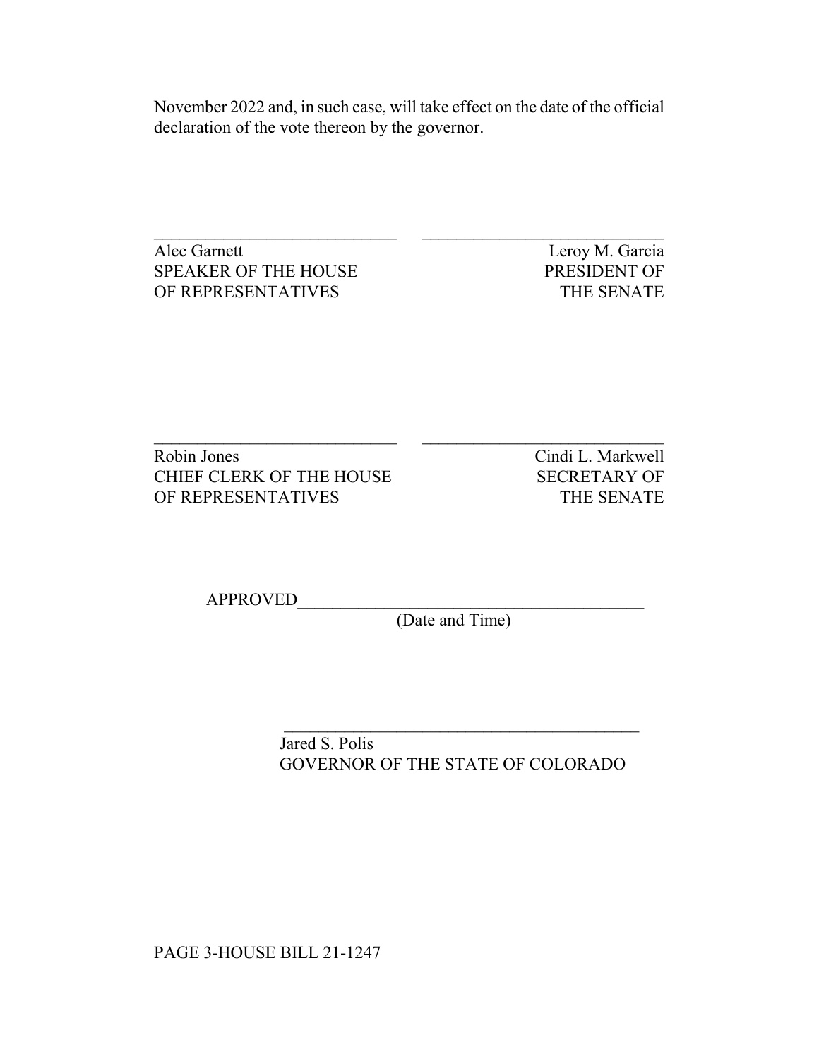November 2022 and, in such case, will take effect on the date of the official declaration of the vote thereon by the governor.

____________________________ ____________________________

Alec Garnett
SPEAKER OF THE HOUSE
OF REPRESENTATIVES

Leroy M. Garcia
PRESIDENT OF
THE SENATE

____________________________ ____________________________

Robin Jones
CHIEF CLERK OF THE HOUSE
OF REPRESENTATIVES

Cindi L. Markwell
SECRETARY OF
THE SENATE

APPROVED________________________________________
(Date and Time)

_________________________________________

Jared S. Polis
GOVERNOR OF THE STATE OF COLORADO

PAGE 3-HOUSE BILL 21-1247